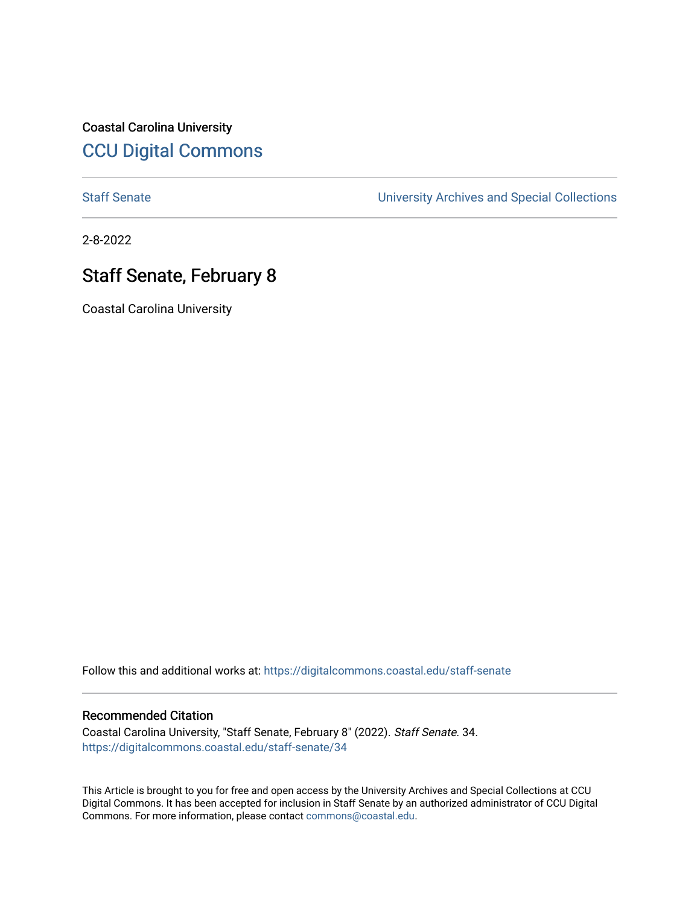Coastal Carolina University

# CCU Digital Commons

Staff Senate

University Archives and Special Collections

2-8-2022

## Staff Senate, February 8

Coastal Carolina University

Follow this and additional works at: https://digitalcommons.coastal.edu/staff-senate

### Recommended Citation

Coastal Carolina University, "Staff Senate, February 8" (2022). *Staff Senate*. 34.
https://digitalcommons.coastal.edu/staff-senate/34

This Article is brought to you for free and open access by the University Archives and Special Collections at CCU Digital Commons. It has been accepted for inclusion in Staff Senate by an authorized administrator of CCU Digital Commons. For more information, please contact commons@coastal.edu.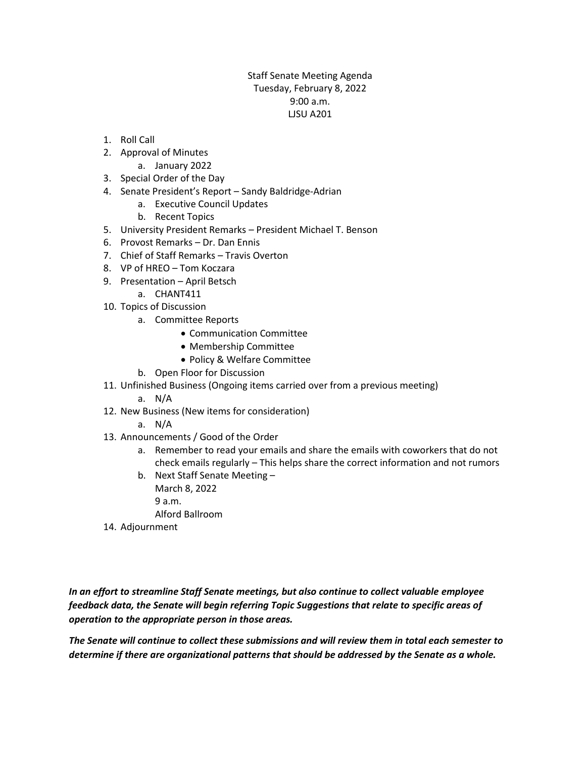Staff Senate Meeting Agenda
Tuesday, February 8, 2022
9:00 a.m.
LJSU A201

1. Roll Call
2. Approval of Minutes
    a. January 2022
3. Special Order of the Day
4. Senate President's Report – Sandy Baldridge-Adrian
    a. Executive Council Updates
    b. Recent Topics
5. University President Remarks – President Michael T. Benson
6. Provost Remarks – Dr. Dan Ennis
7. Chief of Staff Remarks – Travis Overton
8. VP of HREO – Tom Koczara
9. Presentation – April Betsch
    a. CHANT411
10. Topics of Discussion
    a. Committee Reports
        - Communication Committee
        - Membership Committee
        - Policy & Welfare Committee
    b. Open Floor for Discussion
11. Unfinished Business (Ongoing items carried over from a previous meeting)
    a. N/A
12. New Business (New items for consideration)
    a. N/A
13. Announcements / Good of the Order
    a. Remember to read your emails and share the emails with coworkers that do not check emails regularly – This helps share the correct information and not rumors
    b. Next Staff Senate Meeting –
       March 8, 2022
       9 a.m.
       Alford Ballroom
14. Adjournment

***In an effort to streamline Staff Senate meetings, but also continue to collect valuable employee feedback data, the Senate will begin referring Topic Suggestions that relate to specific areas of operation to the appropriate person in those areas.***

***The Senate will continue to collect these submissions and will review them in total each semester to determine if there are organizational patterns that should be addressed by the Senate as a whole.***